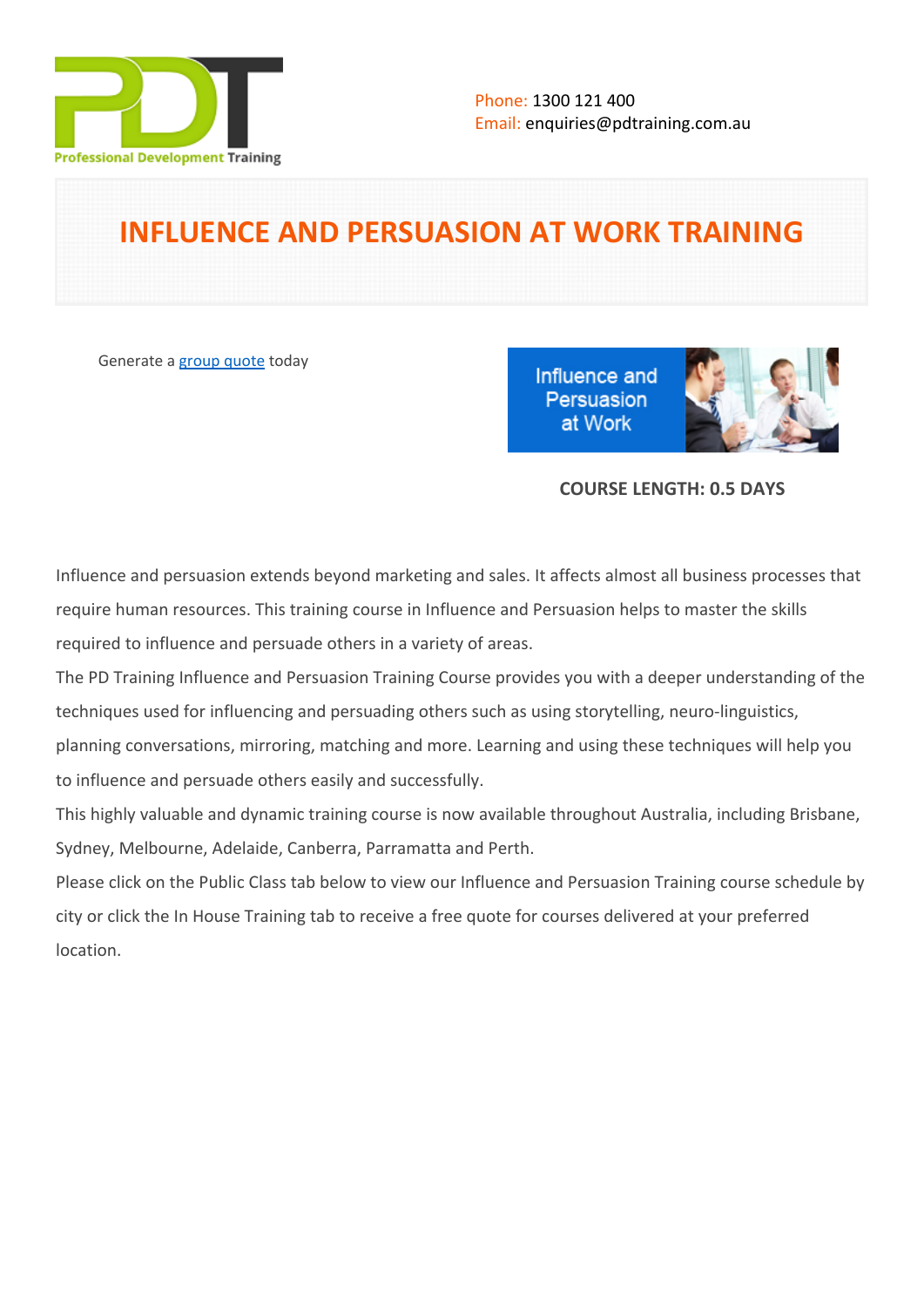Phone: 1300 121 400
Email: enquiries@pdtraining.com.au

# INFLUENCE AND PERSUASION AT WORK TRAINING

Generate a group quote today

**COURSE LENGTH: 0.5 DAYS**

Influence and persuasion extends beyond marketing and sales. It affects almost all business processes that require human resources. This training course in Influence and Persuasion helps to master the skills required to influence and persuade others in a variety of areas.

The PD Training Influence and Persuasion Training Course provides you with a deeper understanding of the techniques used for influencing and persuading others such as using storytelling, neuro-linguistics, planning conversations, mirroring, matching and more. Learning and using these techniques will help you to influence and persuade others easily and successfully.

This highly valuable and dynamic training course is now available throughout Australia, including Brisbane, Sydney, Melbourne, Adelaide, Canberra, Parramatta and Perth.

Please click on the Public Class tab below to view our Influence and Persuasion Training course schedule by city or click the In House Training tab to receive a free quote for courses delivered at your preferred location.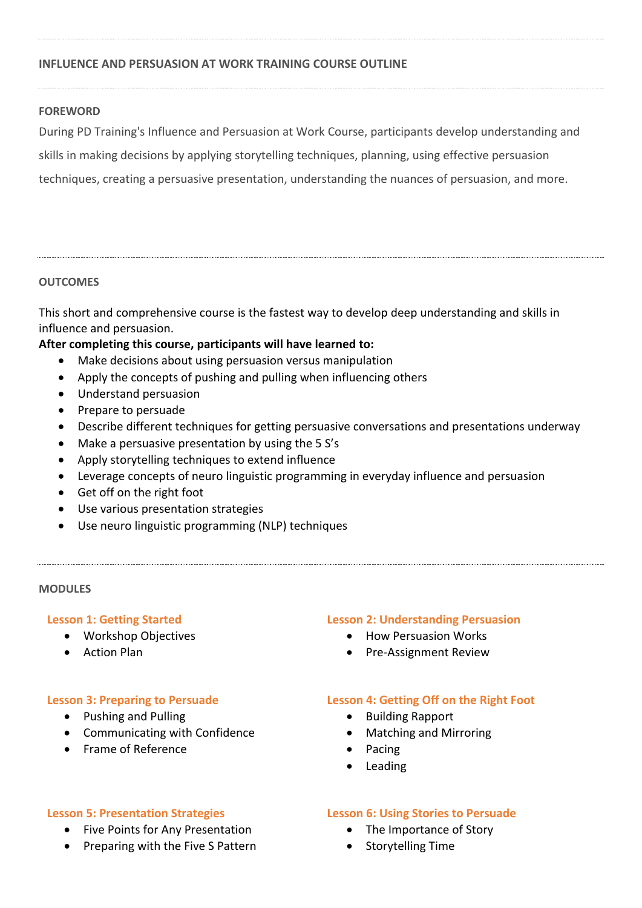## INFLUENCE AND PERSUASION AT WORK TRAINING COURSE OUTLINE

### FOREWORD

During PD Training's Influence and Persuasion at Work Course, participants develop understanding and skills in making decisions by applying storytelling techniques, planning, using effective persuasion techniques, creating a persuasive presentation, understanding the nuances of persuasion, and more.

### OUTCOMES

This short and comprehensive course is the fastest way to develop deep understanding and skills in influence and persuasion.

**After completing this course, participants will have learned to:**

- Make decisions about using persuasion versus manipulation
- Apply the concepts of pushing and pulling when influencing others
- Understand persuasion
- Prepare to persuade
- Describe different techniques for getting persuasive conversations and presentations underway
- Make a persuasive presentation by using the 5 S's
- Apply storytelling techniques to extend influence
- Leverage concepts of neuro linguistic programming in everyday influence and persuasion
- Get off on the right foot
- Use various presentation strategies
- Use neuro linguistic programming (NLP) techniques

### MODULES

#### Lesson 1: Getting Started

- Workshop Objectives
- Action Plan

#### Lesson 2: Understanding Persuasion

- How Persuasion Works
- Pre-Assignment Review

#### Lesson 3: Preparing to Persuade

- Pushing and Pulling
- Communicating with Confidence
- Frame of Reference

#### Lesson 4: Getting Off on the Right Foot

- Building Rapport
- Matching and Mirroring
- Pacing
- Leading

#### Lesson 5: Presentation Strategies

- Five Points for Any Presentation
- Preparing with the Five S Pattern

#### Lesson 6: Using Stories to Persuade

- The Importance of Story
- Storytelling Time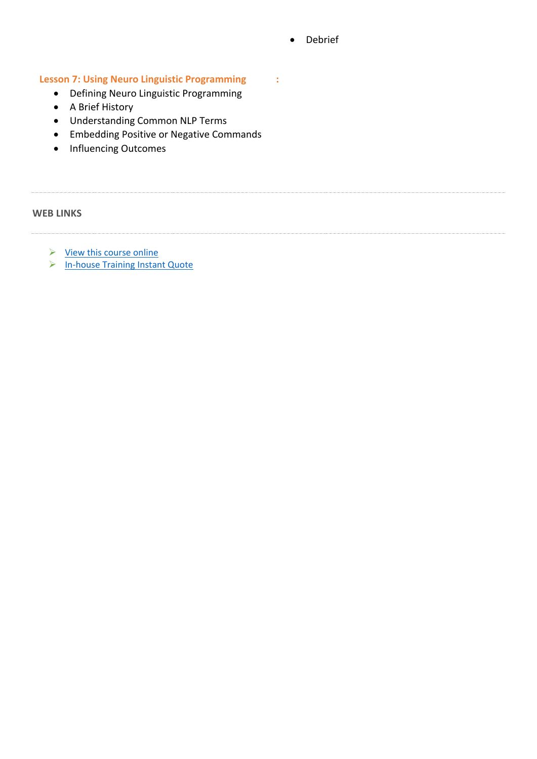- Debrief

**Lesson 7: Using Neuro Linguistic Programming :**

- Defining Neuro Linguistic Programming
- A Brief History
- Understanding Common NLP Terms
- Embedding Positive or Negative Commands
- Influencing Outcomes

---

**WEB LINKS**

---

- View this course online
- In-house Training Instant Quote